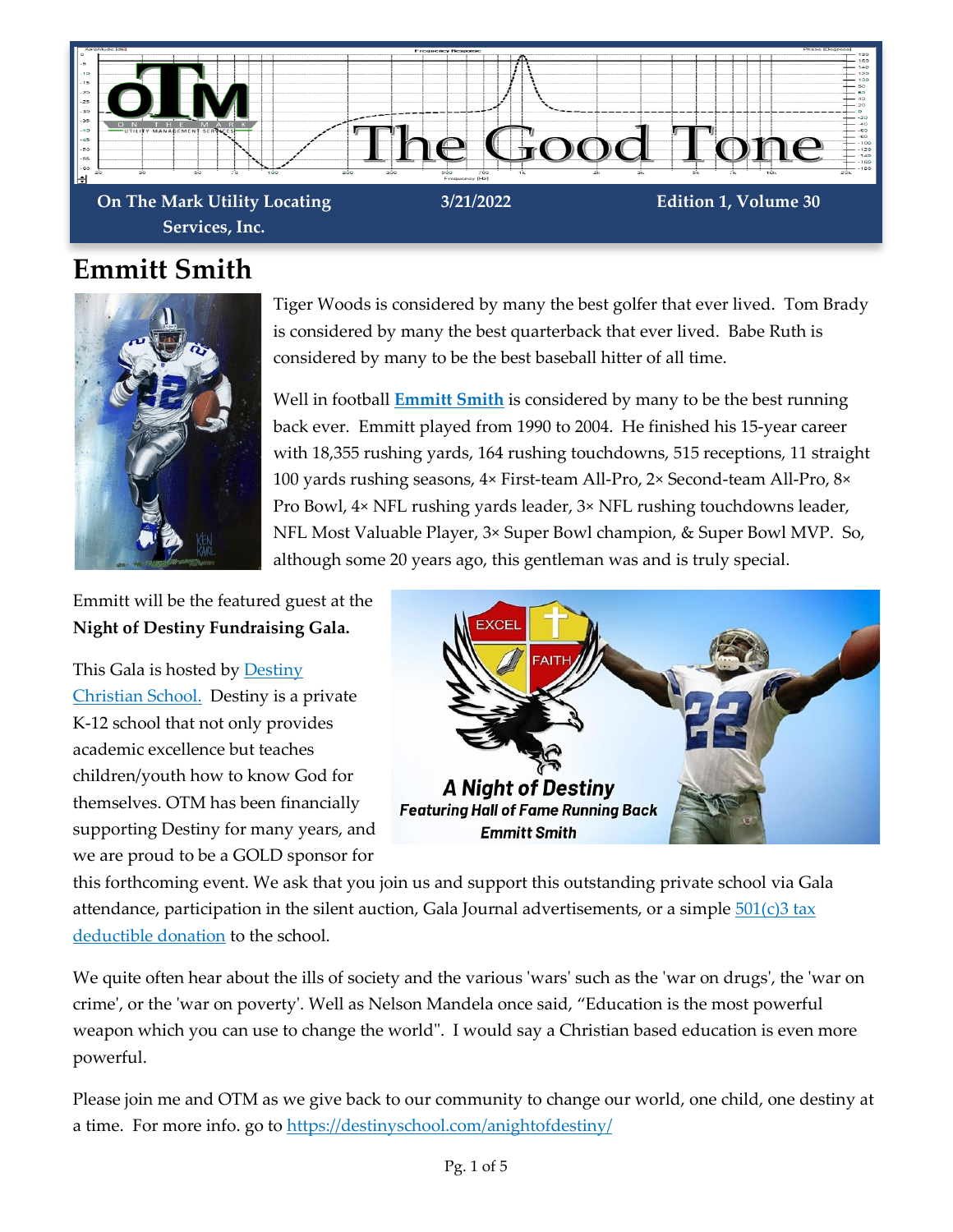# The Good Tone

**On The Mark Utility Locating Services, Inc.** | **3/21/2022** | **Edition 1, Volume 30**

## Emmitt Smith

Tiger Woods is considered by many the best golfer that ever lived. Tom Brady is considered by many the best quarterback that ever lived. Babe Ruth is considered by many to be the best baseball hitter of all time.

Well in football **Emmitt Smith** is considered by many to be the best running back ever. Emmitt played from 1990 to 2004. He finished his 15-year career with 18,355 rushing yards, 164 rushing touchdowns, 515 receptions, 11 straight 100 yards rushing seasons, 4× First-team All-Pro, 2× Second-team All-Pro, 8× Pro Bowl, 4× NFL rushing yards leader, 3× NFL rushing touchdowns leader, NFL Most Valuable Player, 3× Super Bowl champion, & Super Bowl MVP. So, although some 20 years ago, this gentleman was and is truly special.

Emmitt will be the featured guest at the **Night of Destiny Fundraising Gala.**

This Gala is hosted by Destiny Christian School. Destiny is a private K-12 school that not only provides academic excellence but teaches children/youth how to know God for themselves. OTM has been financially supporting Destiny for many years, and we are proud to be a GOLD sponsor for this forthcoming event. We ask that you join us and support this outstanding private school via Gala attendance, participation in the silent auction, Gala Journal advertisements, or a simple 501(c)3 tax deductible donation to the school.

We quite often hear about the ills of society and the various 'wars' such as the 'war on drugs', the 'war on crime', or the 'war on poverty'. Well as Nelson Mandela once said, "Education is the most powerful weapon which you can use to change the world". I would say a Christian based education is even more powerful.

Please join me and OTM as we give back to our community to change our world, one child, one destiny at a time. For more info. go to https://destinyschool.com/anightofdestiny/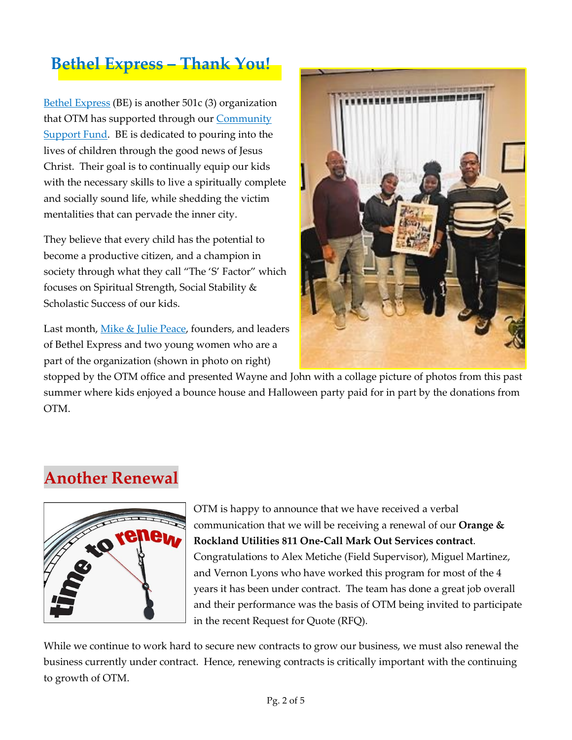## Bethel Express – Thank You!

Bethel Express (BE) is another 501c (3) organization that OTM has supported through our Community Support Fund. BE is dedicated to pouring into the lives of children through the good news of Jesus Christ. Their goal is to continually equip our kids with the necessary skills to live a spiritually complete and socially sound life, while shedding the victim mentalities that can pervade the inner city.

They believe that every child has the potential to become a productive citizen, and a champion in society through what they call "The 'S' Factor" which focuses on Spiritual Strength, Social Stability & Scholastic Success of our kids.

Last month, Mike & Julie Peace, founders, and leaders of Bethel Express and two young women who are a part of the organization (shown in photo on right) stopped by the OTM office and presented Wayne and John with a collage picture of photos from this past summer where kids enjoyed a bounce house and Halloween party paid for in part by the donations from OTM.

## Another Renewal

OTM is happy to announce that we have received a verbal communication that we will be receiving a renewal of our **Orange & Rockland Utilities 811 One-Call Mark Out Services contract**. Congratulations to Alex Metiche (Field Supervisor), Miguel Martinez, and Vernon Lyons who have worked this program for most of the 4 years it has been under contract. The team has done a great job overall and their performance was the basis of OTM being invited to participate in the recent Request for Quote (RFQ).

While we continue to work hard to secure new contracts to grow our business, we must also renewal the business currently under contract. Hence, renewing contracts is critically important with the continuing to growth of OTM.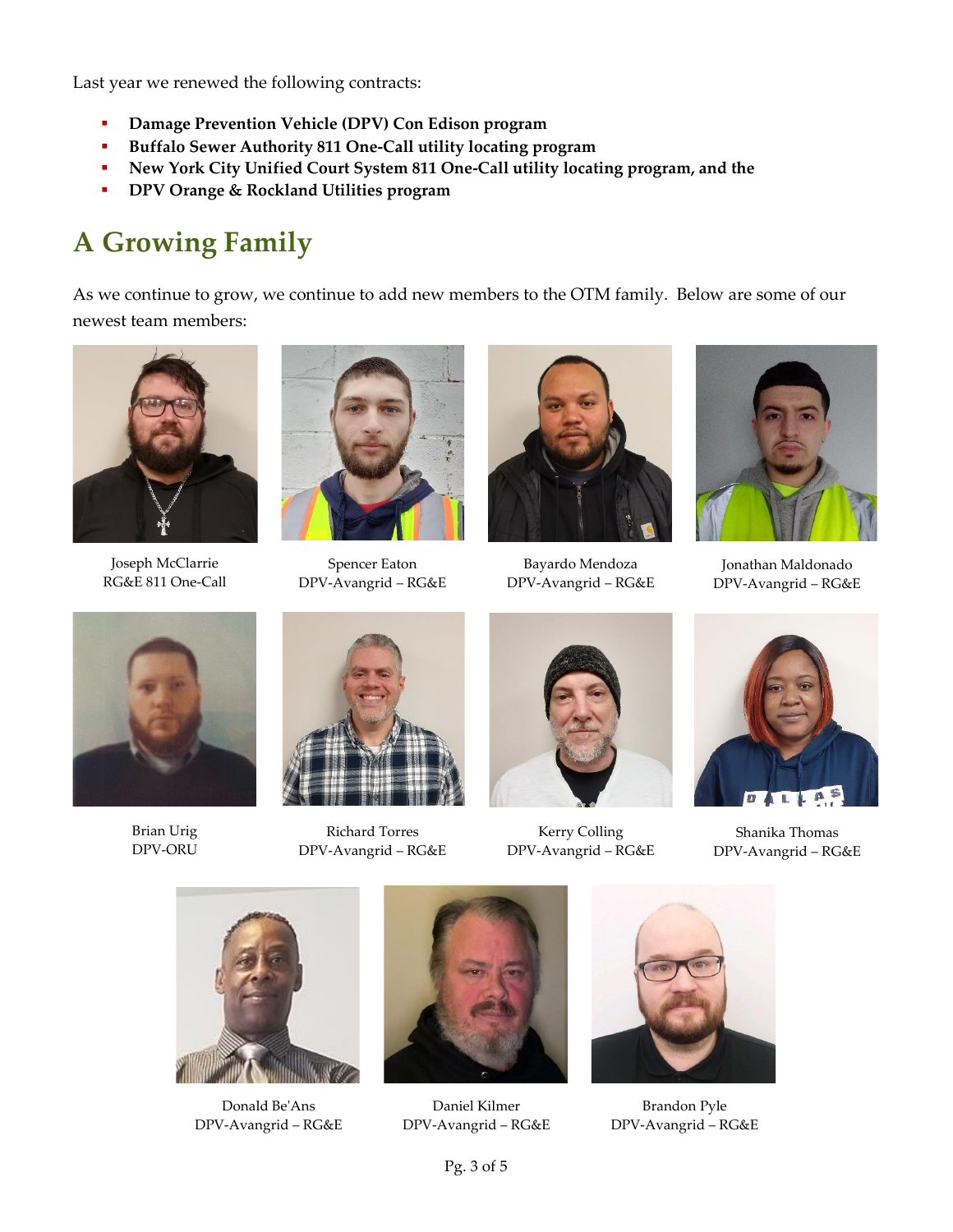Last year we renewed the following contracts:

- **Damage Prevention Vehicle (DPV) Con Edison program**
- **Buffalo Sewer Authority 811 One-Call utility locating program**
- **New York City Unified Court System 811 One-Call utility locating program, and the**
- **DPV Orange & Rockland Utilities program**

## A Growing Family

As we continue to grow, we continue to add new members to the OTM family. Below are some of our newest team members:

Joseph McClarrie
RG&E 811 One-Call

Spencer Eaton
DPV-Avangrid – RG&E

Bayardo Mendoza
DPV-Avangrid – RG&E

Jonathan Maldonado
DPV-Avangrid – RG&E

Brian Urig
DPV-ORU

Richard Torres
DPV-Avangrid – RG&E

Kerry Colling
DPV-Avangrid – RG&E

Shanika Thomas
DPV-Avangrid – RG&E

Donald Be'Ans
DPV-Avangrid – RG&E

Daniel Kilmer
DPV-Avangrid – RG&E

Brandon Pyle
DPV-Avangrid – RG&E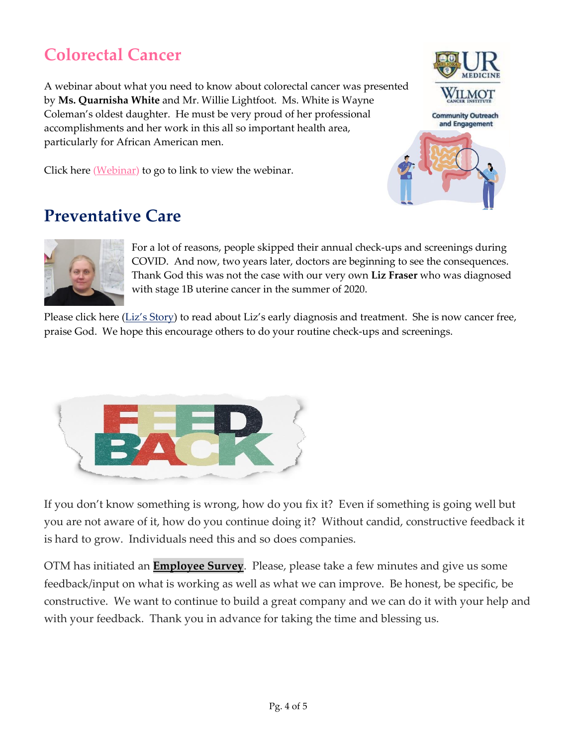## Colorectal Cancer

A webinar about what you need to know about colorectal cancer was presented by **Ms. Quarnisha White** and Mr. Willie Lightfoot. Ms. White is Wayne Coleman's oldest daughter. He must be very proud of her professional accomplishments and her work in this all so important health area, particularly for African American men.

Click here (Webinar) to go to link to view the webinar.

## Preventative Care

For a lot of reasons, people skipped their annual check-ups and screenings during COVID. And now, two years later, doctors are beginning to see the consequences. Thank God this was not the case with our very own **Liz Fraser** who was diagnosed with stage 1B uterine cancer in the summer of 2020.

Please click here (Liz's Story) to read about Liz's early diagnosis and treatment. She is now cancer free, praise God. We hope this encourage others to do your routine check-ups and screenings.

If you don't know something is wrong, how do you fix it? Even if something is going well but you are not aware of it, how do you continue doing it? Without candid, constructive feedback it is hard to grow. Individuals need this and so does companies.

OTM has initiated an **Employee Survey**. Please, please take a few minutes and give us some feedback/input on what is working as well as what we can improve. Be honest, be specific, be constructive. We want to continue to build a great company and we can do it with your help and with your feedback. Thank you in advance for taking the time and blessing us.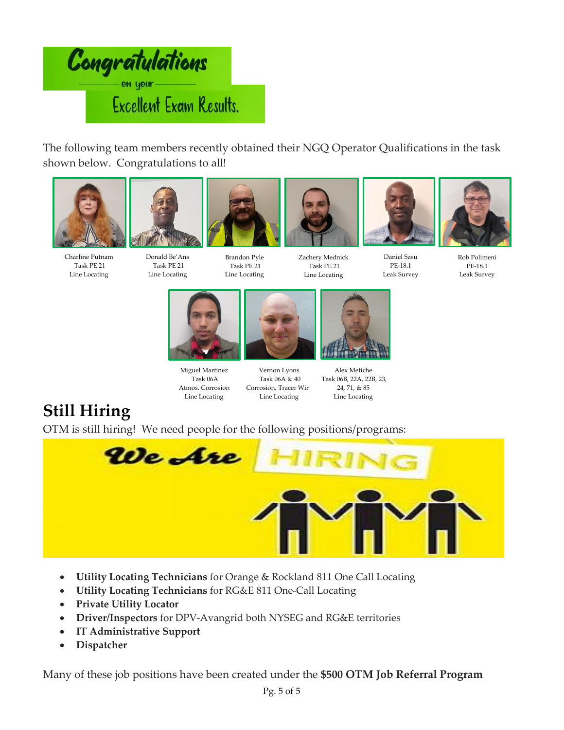# Congratulations on your Excellent Exam Results.

The following team members recently obtained their NGQ Operator Qualifications in the task shown below. Congratulations to all!

Charline Putnam
Task PE 21
Line Locating

Donald Be'Ans
Task PE 21
Line Locating

Brandon Pyle
Task PE 21
Line Locating

Zachery Mednick
Task PE 21
Line Locating

Daniel Sasu
PE-18.1
Leak Survey

Rob Polimeni
PE-18.1
Leak Survey

Miguel Martinez
Task 06A
Atmos. Corrosion
Line Locating

Vernon Lyons
Task 06A & 40
Corrosion, Tracer Wir
Line Locating

Alex Metiche
Task 06B, 22A, 22B, 23, 24, 71, & 85
Line Locating

## Still Hiring

OTM is still hiring! We need people for the following positions/programs:

We Are HIRING

- **Utility Locating Technicians** for Orange & Rockland 811 One Call Locating
- **Utility Locating Technicians** for RG&E 811 One-Call Locating
- **Private Utility Locator**
- **Driver/Inspectors** for DPV-Avangrid both NYSEG and RG&E territories
- **IT Administrative Support**
- **Dispatcher**

Many of these job positions have been created under the **$500 OTM Job Referral Program**